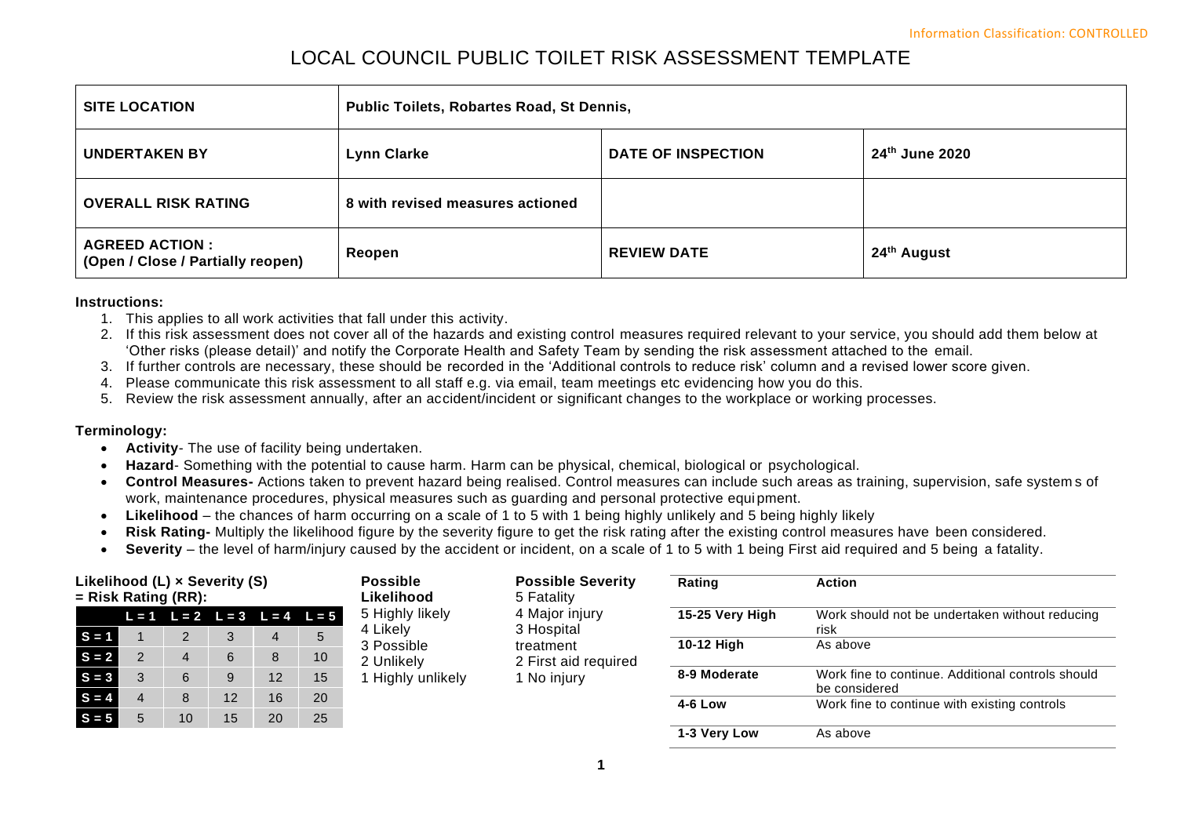Information Classification: CONTROLLED

# LOCAL COUNCIL PUBLIC TOILET RISK ASSESSMENT TEMPLATE

| SITE LOCATION | Public Toilets, Robartes Road, St Dennis, | | |
|---|---|---|---|
| UNDERTAKEN BY | Lynn Clarke | DATE OF INSPECTION | 24th June 2020 |
| OVERALL RISK RATING | 8 with revised measures actioned | | |
| AGREED ACTION : (Open / Close / Partially reopen) | Reopen | REVIEW DATE | 24th August |

**Instructions:**

1. This applies to all work activities that fall under this activity.
2. If this risk assessment does not cover all of the hazards and existing control measures required relevant to your service, you should add them below at 'Other risks (please detail)' and notify the Corporate Health and Safety Team by sending the risk assessment attached to the email.
3. If further controls are necessary, these should be recorded in the 'Additional controls to reduce risk' column and a revised lower score given.
4. Please communicate this risk assessment to all staff e.g. via email, team meetings etc evidencing how you do this.
5. Review the risk assessment annually, after an accident/incident or significant changes to the workplace or working processes.

**Terminology:**

- **Activity**- The use of facility being undertaken.
- **Hazard**- Something with the potential to cause harm. Harm can be physical, chemical, biological or psychological.
- **Control Measures-** Actions taken to prevent hazard being realised. Control measures can include such areas as training, supervision, safe systems of work, maintenance procedures, physical measures such as guarding and personal protective equipment.
- **Likelihood** – the chances of harm occurring on a scale of 1 to 5 with 1 being highly unlikely and 5 being highly likely
- **Risk Rating-** Multiply the likelihood figure by the severity figure to get the risk rating after the existing control measures have been considered.
- **Severity** – the level of harm/injury caused by the accident or incident, on a scale of 1 to 5 with 1 being First aid required and 5 being a fatality.

**Likelihood (L) × Severity (S) = Risk Rating (RR):**

| | L = 1 | L = 2 | L = 3 | L = 4 | L = 5 |
|---|---|---|---|---|---|
| S = 1 | 1 | 2 | 3 | 4 | 5 |
| S = 2 | 2 | 4 | 6 | 8 | 10 |
| S = 3 | 3 | 6 | 9 | 12 | 15 |
| S = 4 | 4 | 8 | 12 | 16 | 20 |
| S = 5 | 5 | 10 | 15 | 20 | 25 |

**Possible Likelihood**
5 Highly likely
4 Likely
3 Possible
2 Unlikely
1 Highly unlikely

**Possible Severity**
5 Fatality
4 Major injury
3 Hospital treatment
2 First aid required
1 No injury

| Rating | Action |
|---|---|
| 15-25 Very High | Work should not be undertaken without reducing risk |
| 10-12 High | As above |
| 8-9 Moderate | Work fine to continue. Additional controls should be considered |
| 4-6 Low | Work fine to continue with existing controls |
| 1-3 Very Low | As above |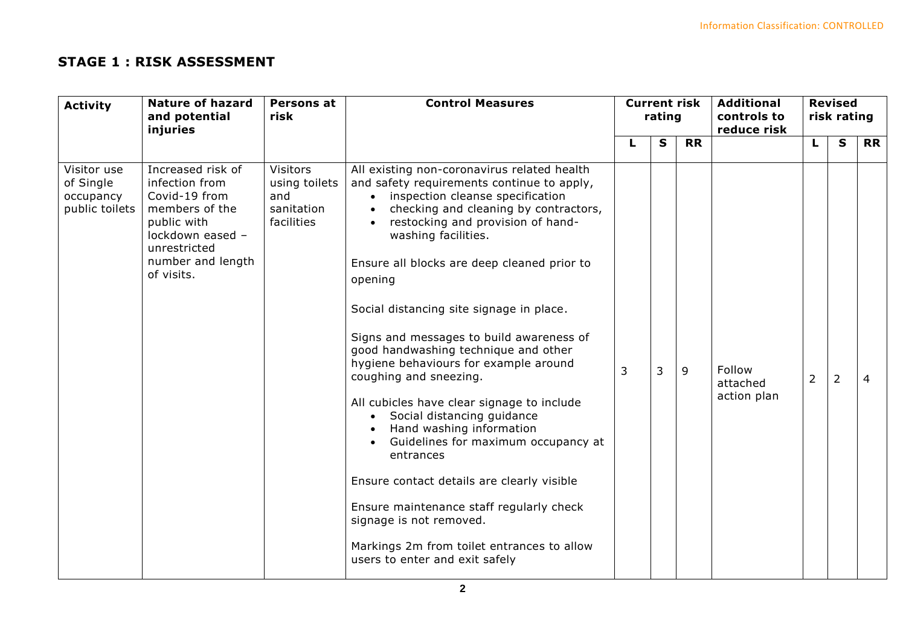## STAGE 1 : RISK ASSESSMENT

| Activity | Nature of hazard and potential injuries | Persons at risk | Control Measures | Current risk rating | | | Additional controls to reduce risk | Revised risk rating | | |
|---|---|---|---|---|---|---|---|---|---|---|
| | | | | L | S | RR | | L | S | RR |
| Visitor use of Single occupancy public toilets | Increased risk of infection from Covid-19 from members of the public with lockdown eased – unrestricted number and length of visits. | Visitors using toilets and sanitation facilities | All existing non-coronavirus related health and safety requirements continue to apply,<br>• inspection cleanse specification<br>• checking and cleaning by contractors,<br>• restocking and provision of hand-washing facilities.<br><br>Ensure all blocks are deep cleaned prior to opening<br><br>Social distancing site signage in place.<br><br>Signs and messages to build awareness of good handwashing technique and other hygiene behaviours for example around coughing and sneezing.<br><br>All cubicles have clear signage to include<br>• Social distancing guidance<br>• Hand washing information<br>• Guidelines for maximum occupancy at entrances<br><br>Ensure contact details are clearly visible<br><br>Ensure maintenance staff regularly check signage is not removed.<br><br>Markings 2m from toilet entrances to allow users to enter and exit safely | 3 | 3 | 9 | Follow attached action plan | 2 | 2 | 4 |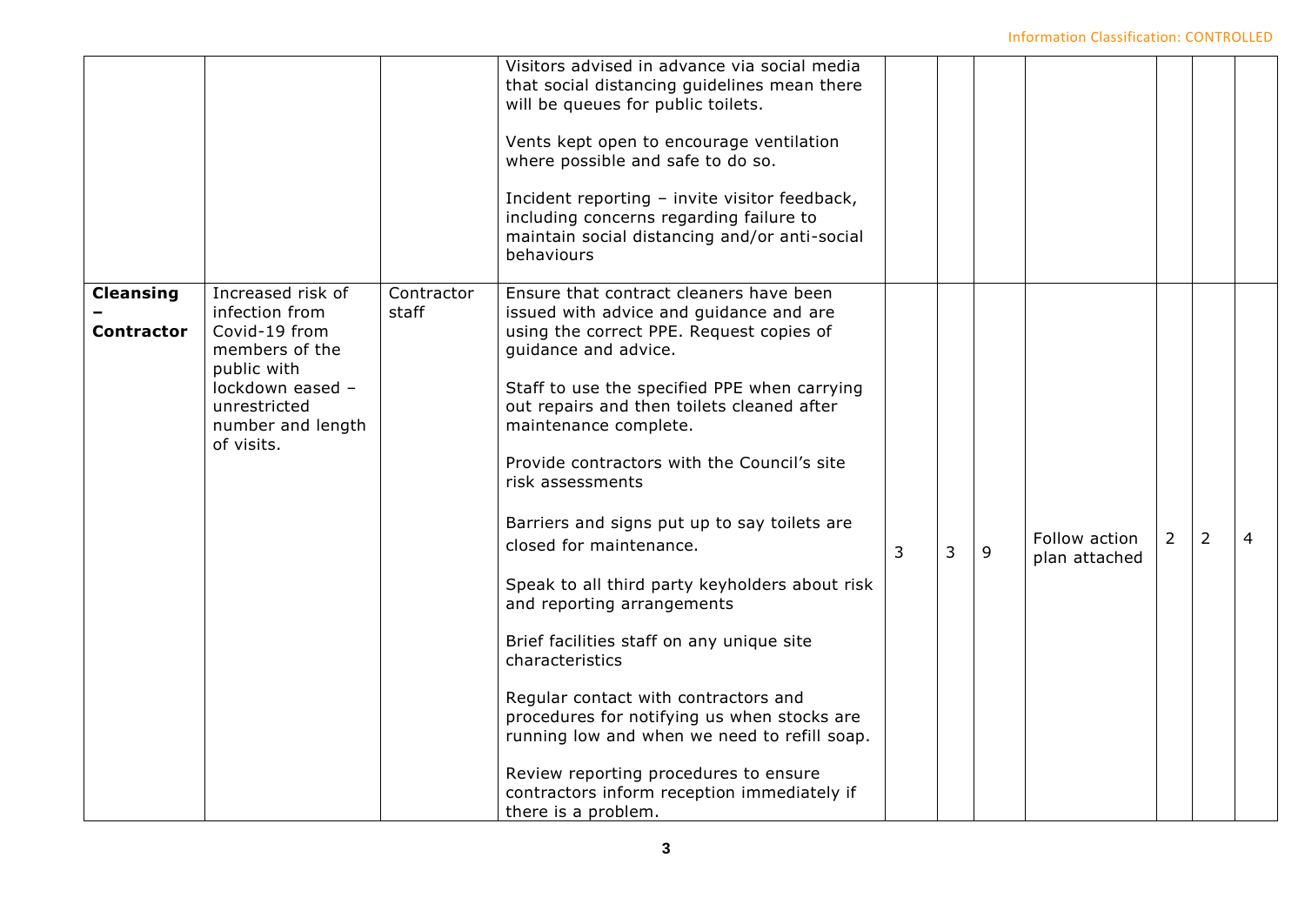| | | | | | | | | | | |
|---|---|---|---|---|---|---|---|---|---|---|
| | | | Visitors advised in advance via social media that social distancing guidelines mean there will be queues for public toilets.<br><br>Vents kept open to encourage ventilation where possible and safe to do so.<br><br>Incident reporting – invite visitor feedback, including concerns regarding failure to maintain social distancing and/or anti-social behaviours | | | | | | | |
| **Cleansing – Contractor** | Increased risk of infection from Covid-19 from members of the public with lockdown eased – unrestricted number and length of visits. | Contractor staff | Ensure that contract cleaners have been issued with advice and guidance and are using the correct PPE. Request copies of guidance and advice.<br><br>Staff to use the specified PPE when carrying out repairs and then toilets cleaned after maintenance complete.<br><br>Provide contractors with the Council's site risk assessments<br><br>Barriers and signs put up to say toilets are closed for maintenance.<br><br>Speak to all third party keyholders about risk and reporting arrangements<br><br>Brief facilities staff on any unique site characteristics<br><br>Regular contact with contractors and procedures for notifying us when stocks are running low and when we need to refill soap.<br><br>Review reporting procedures to ensure contractors inform reception immediately if there is a problem. | 3 | 3 | 9 | Follow action plan attached | 2 | 2 | 4 |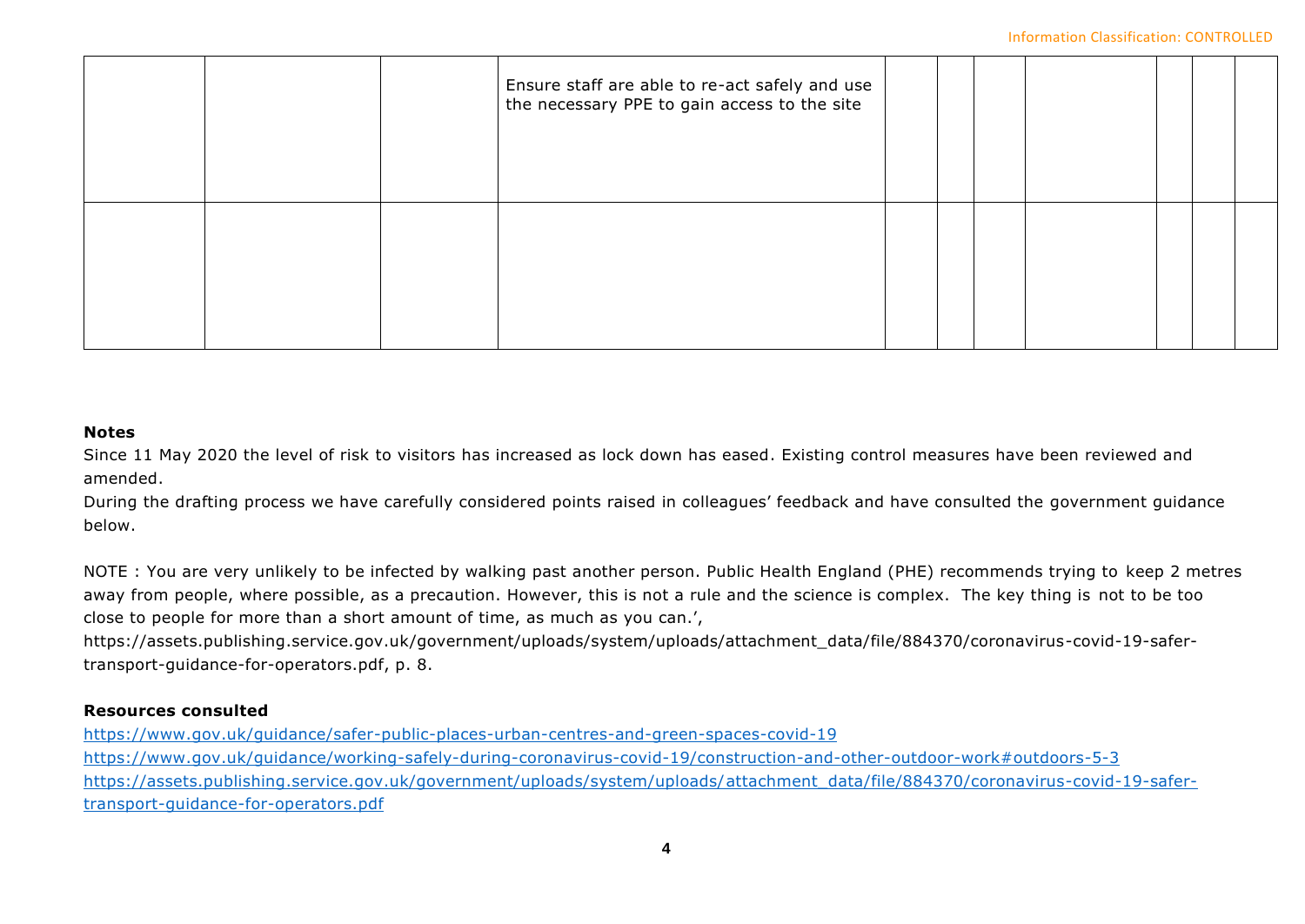|  |  |  |  |  |  |  |  |  |  |  |
|---|---|---|---|---|---|---|---|---|---|---|
|  |  |  | Ensure staff are able to re-act safely and use the necessary PPE to gain access to the site |  |  |  |  |  |  |  |
|  |  |  |  |  |  |  |  |  |  |  |

**Notes**

Since 11 May 2020 the level of risk to visitors has increased as lock down has eased. Existing control measures have been reviewed and amended.

During the drafting process we have carefully considered points raised in colleagues' feedback and have consulted the government guidance below.

NOTE : You are very unlikely to be infected by walking past another person. Public Health England (PHE) recommends trying to keep 2 metres away from people, where possible, as a precaution. However, this is not a rule and the science is complex. The key thing is not to be too close to people for more than a short amount of time, as much as you can.', https://assets.publishing.service.gov.uk/government/uploads/system/uploads/attachment_data/file/884370/coronavirus-covid-19-safer-transport-guidance-for-operators.pdf, p. 8.

**Resources consulted**

https://www.gov.uk/guidance/safer-public-places-urban-centres-and-green-spaces-covid-19
https://www.gov.uk/guidance/working-safely-during-coronavirus-covid-19/construction-and-other-outdoor-work#outdoors-5-3
https://assets.publishing.service.gov.uk/government/uploads/system/uploads/attachment_data/file/884370/coronavirus-covid-19-safer-transport-guidance-for-operators.pdf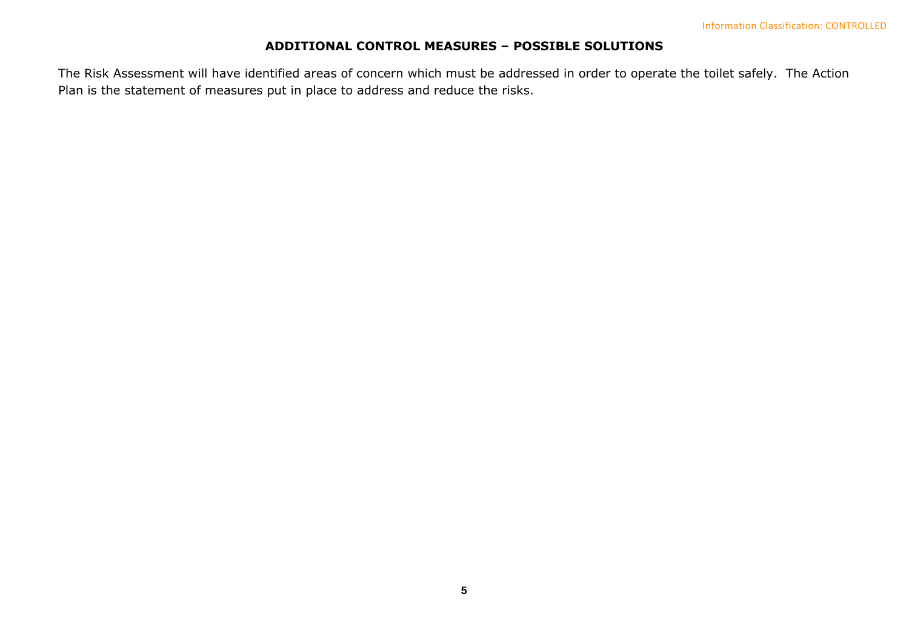# ADDITIONAL CONTROL MEASURES – POSSIBLE SOLUTIONS

The Risk Assessment will have identified areas of concern which must be addressed in order to operate the toilet safely. The Action Plan is the statement of measures put in place to address and reduce the risks.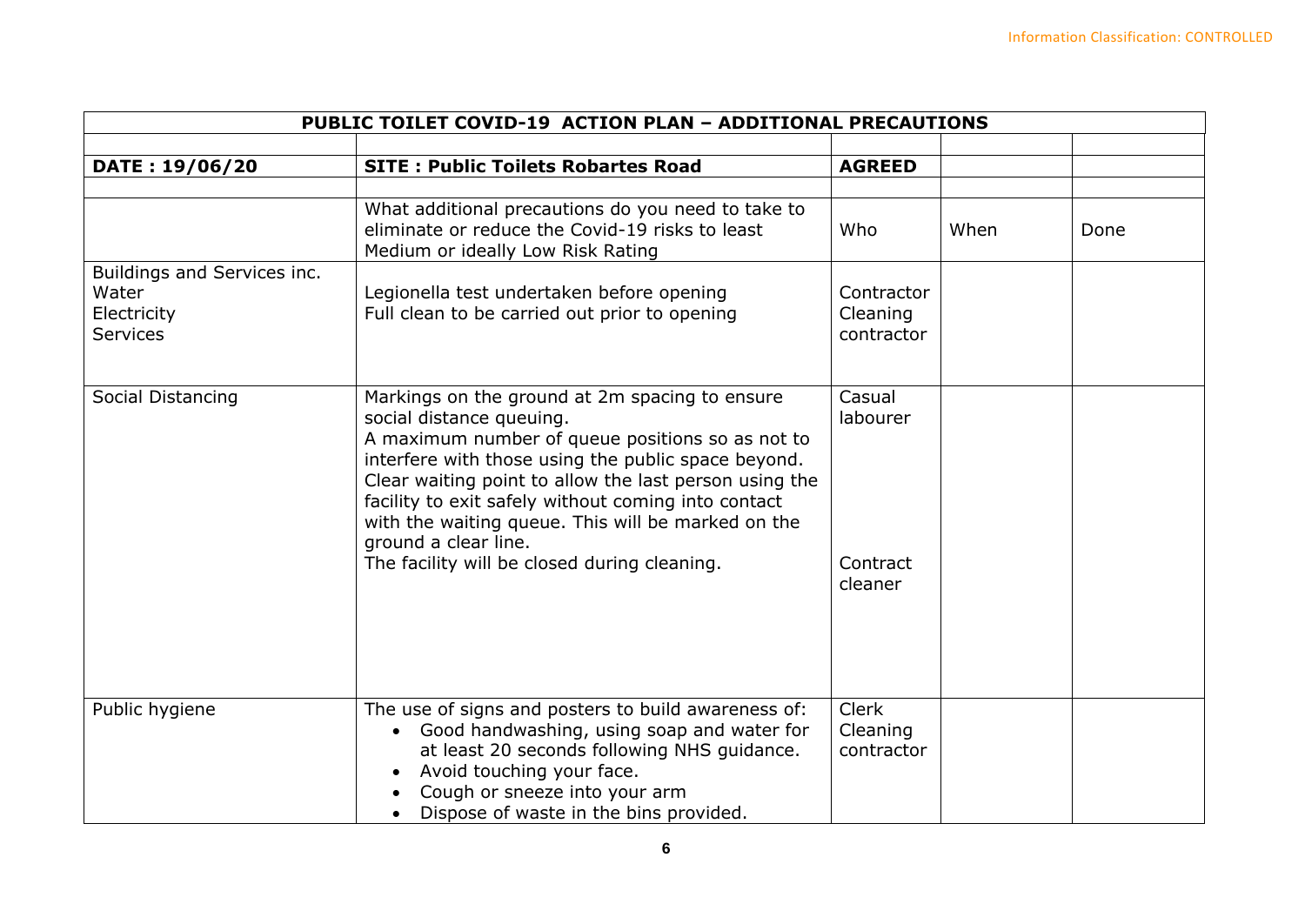| **PUBLIC TOILET COVID-19 ACTION PLAN – ADDITIONAL PRECAUTIONS** | | | | |
|---|---|---|---|---|
| | | | | |
| **DATE : 19/06/20** | **SITE : Public Toilets Robartes Road** | **AGREED** | | |
| | | | | |
| | What additional precautions do you need to take to eliminate or reduce the Covid-19 risks to least Medium or ideally Low Risk Rating | Who | When | Done |
| Buildings and Services inc.<br>Water<br>Electricity<br>Services | Legionella test undertaken before opening<br>Full clean to be carried out prior to opening | Contractor<br>Cleaning contractor | | |
| Social Distancing | Markings on the ground at 2m spacing to ensure social distance queuing.<br>A maximum number of queue positions so as not to interfere with those using the public space beyond.<br>Clear waiting point to allow the last person using the facility to exit safely without coming into contact with the waiting queue. This will be marked on the ground a clear line.<br>The facility will be closed during cleaning. | Casual labourer<br><br>Contract cleaner | | |
| Public hygiene | The use of signs and posters to build awareness of:<br>• Good handwashing, using soap and water for at least 20 seconds following NHS guidance.<br>• Avoid touching your face.<br>• Cough or sneeze into your arm<br>• Dispose of waste in the bins provided. | Clerk<br>Cleaning contractor | | |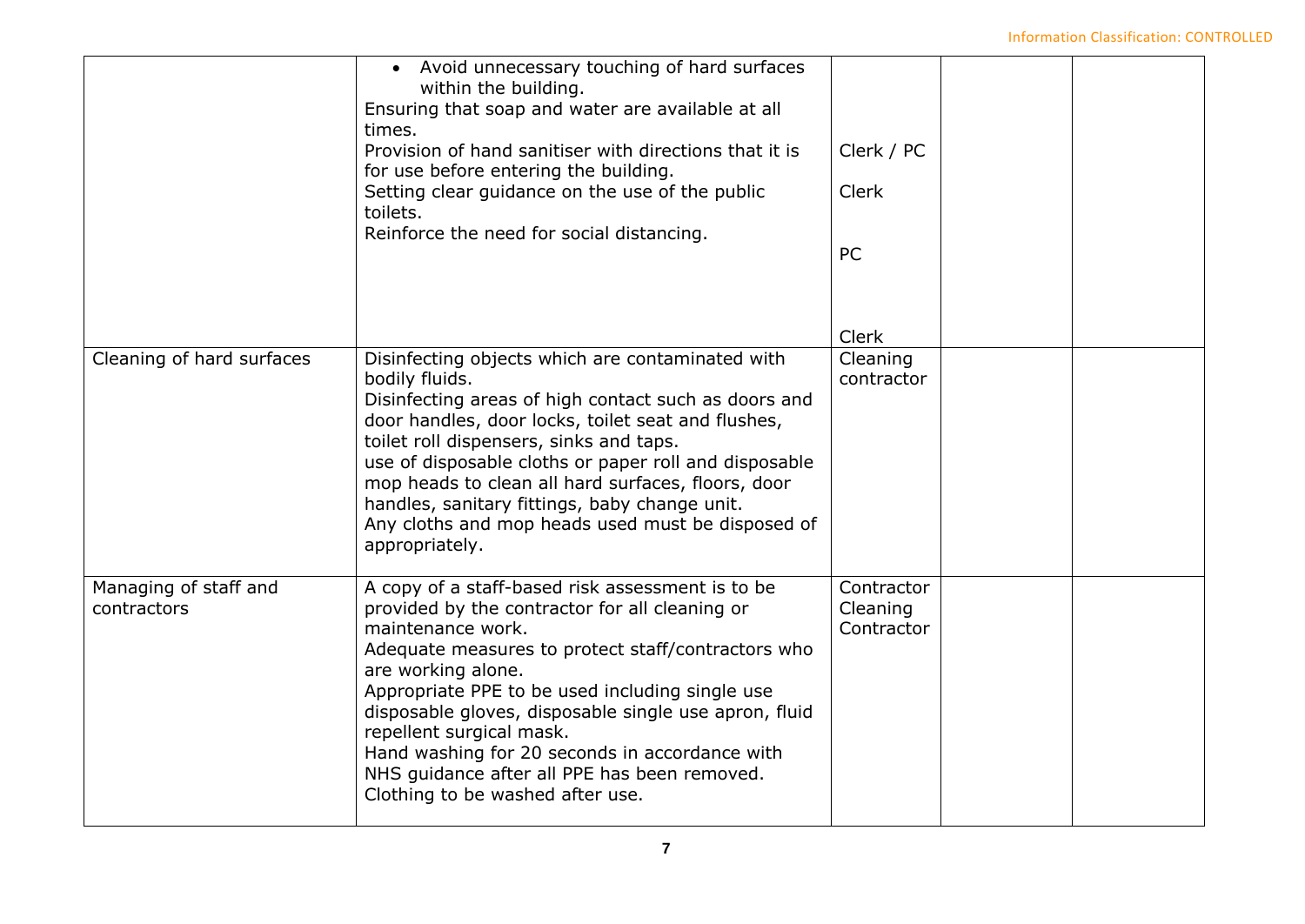| | | | | |
|---|---|---|---|---|
| | • Avoid unnecessary touching of hard surfaces within the building.<br>Ensuring that soap and water are available at all times.<br>Provision of hand sanitiser with directions that it is for use before entering the building.<br>Setting clear guidance on the use of the public toilets.<br>Reinforce the need for social distancing. | Clerk / PC<br>Clerk<br>PC<br>Clerk | | |
| Cleaning of hard surfaces | Disinfecting objects which are contaminated with bodily fluids.<br>Disinfecting areas of high contact such as doors and door handles, door locks, toilet seat and flushes, toilet roll dispensers, sinks and taps.<br>use of disposable cloths or paper roll and disposable mop heads to clean all hard surfaces, floors, door handles, sanitary fittings, baby change unit.<br>Any cloths and mop heads used must be disposed of appropriately. | Cleaning contractor | | |
| Managing of staff and contractors | A copy of a staff-based risk assessment is to be provided by the contractor for all cleaning or maintenance work.<br>Adequate measures to protect staff/contractors who are working alone.<br>Appropriate PPE to be used including single use disposable gloves, disposable single use apron, fluid repellent surgical mask.<br>Hand washing for 20 seconds in accordance with NHS guidance after all PPE has been removed.<br>Clothing to be washed after use. | Contractor<br>Cleaning Contractor | | |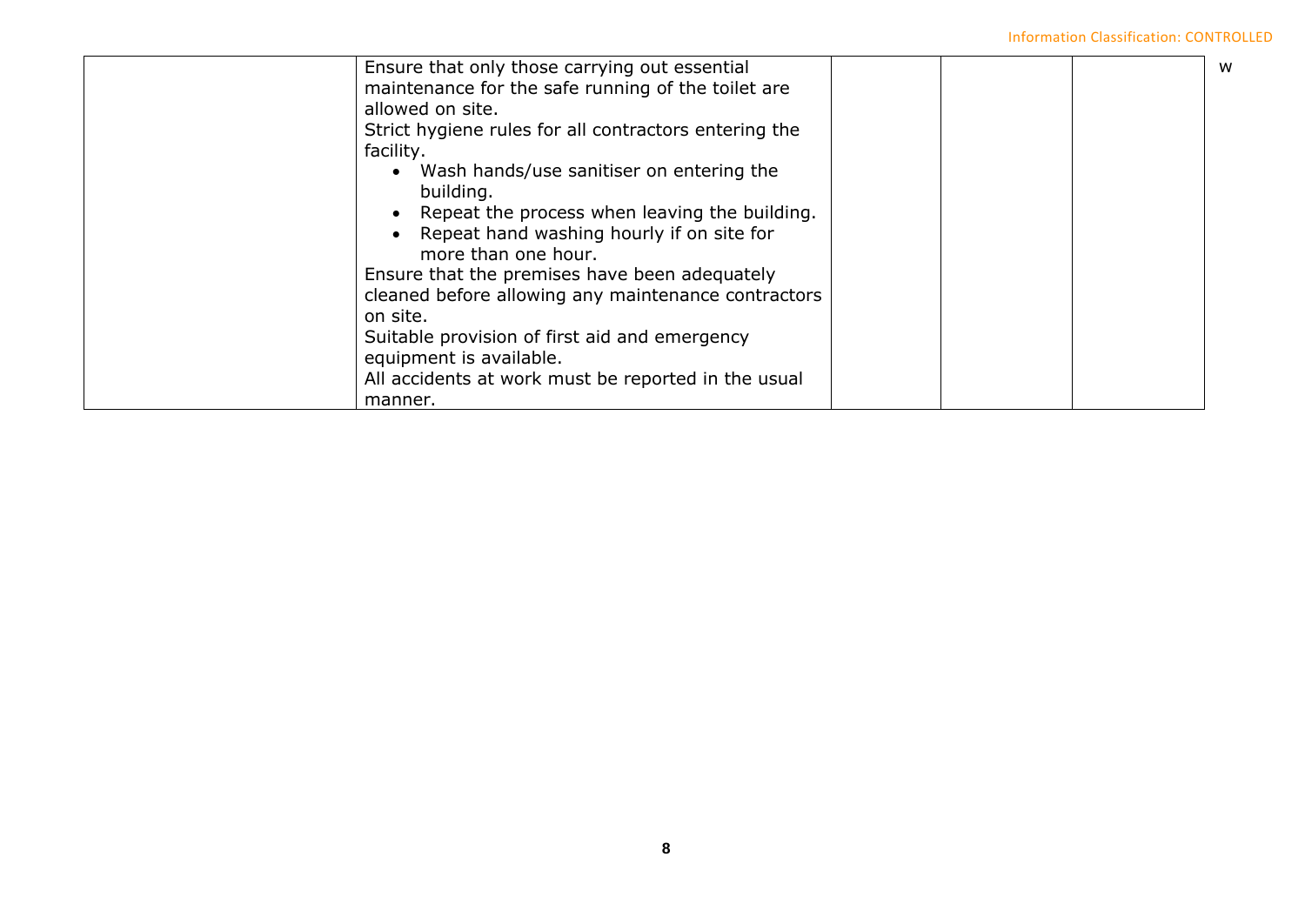| | | | | | |
|---|---|---|---|---|---|
| | Ensure that only those carrying out essential maintenance for the safe running of the toilet are allowed on site.<br>Strict hygiene rules for all contractors entering the facility.<br>• Wash hands/use sanitiser on entering the building.<br>• Repeat the process when leaving the building.<br>• Repeat hand washing hourly if on site for more than one hour.<br>Ensure that the premises have been adequately cleaned before allowing any maintenance contractors on site.<br>Suitable provision of first aid and emergency equipment is available.<br>All accidents at work must be reported in the usual manner. | | | | w |